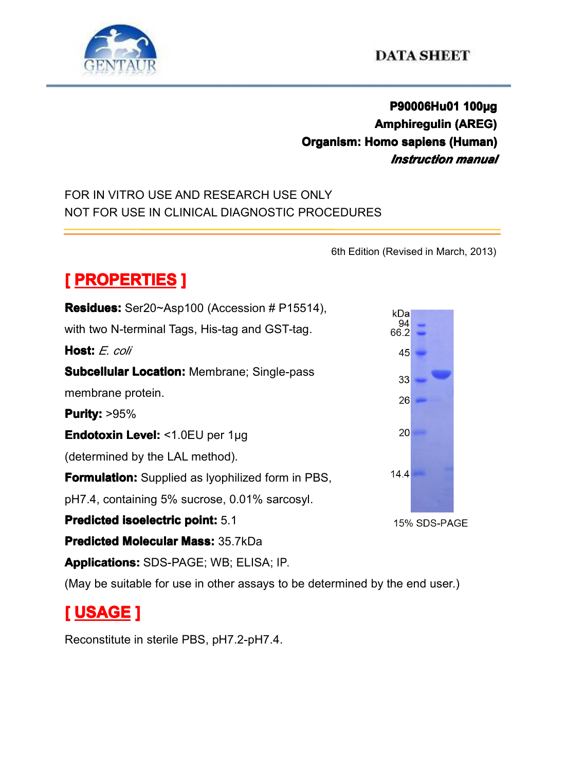DATA SHEET

**P90006Hu01 100µg**
**Amphiregulin (AREG)**
**Organism: Homo sapiens (Human)**
***Instruction manual***

FOR IN VITRO USE AND RESEARCH USE ONLY
NOT FOR USE IN CLINICAL DIAGNOSTIC PROCEDURES

6th Edition (Revised in March, 2013)

## [ PROPERTIES ]

**Residues:** Ser20~Asp100 (Accession # P15514), with two N-terminal Tags, His-tag and GST-tag.

**Host:** *E. coli*

**Subcellular Location:** Membrane; Single-pass membrane protein.

**Purity:** >95%

**Endotoxin Level:** <1.0EU per 1µg (determined by the LAL method).

**Formulation:** Supplied as lyophilized form in PBS, pH7.4, containing 5% sucrose, 0.01% sarcosyl.

**Predicted isoelectric point:** 5.1

**Predicted Molecular Mass:** 35.7kDa

**Applications:** SDS-PAGE; WB; ELISA; IP.

(May be suitable for use in other assays to be determined by the end user.)

kDa 94 66.2 45 33 26 20 14.4

15% SDS-PAGE

## [ USAGE ]

Reconstitute in sterile PBS, pH7.2-pH7.4.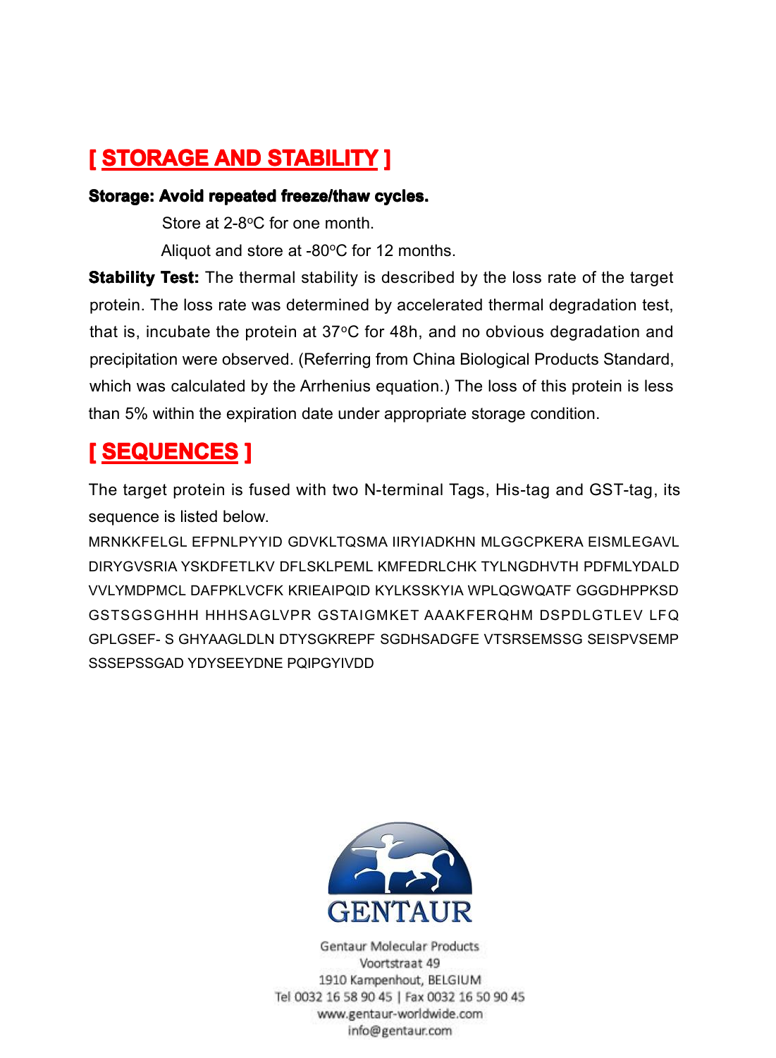## [ STORAGE AND STABILITY ]

**Storage: Avoid repeated freeze/thaw cycles.**

Store at 2-8°C for one month.

Aliquot and store at -80°C for 12 months.

**Stability Test:** The thermal stability is described by the loss rate of the target protein. The loss rate was determined by accelerated thermal degradation test, that is, incubate the protein at 37°C for 48h, and no obvious degradation and precipitation were observed. (Referring from China Biological Products Standard, which was calculated by the Arrhenius equation.) The loss of this protein is less than 5% within the expiration date under appropriate storage condition.

## [ SEQUENCES ]

The target protein is fused with two N-terminal Tags, His-tag and GST-tag, its sequence is listed below.

MRNKKFELGL EFPNLPYYID GDVKLTQSMA IIRYIADKHN MLGGCPKERA EISMLEGAVL DIRYGVSRIA YSKDFETLKV DFLSKLPEML KMFEDRLCHK TYLNGDHVTH PDFMLYDALD VVLYMDPMCL DAFPKLVCFK KRIEAIPQID KYLKSSKYIA WPLQGWQATF GGGDHPPKSD GSTSGSGHHH HHHSAGLVPR GSTAIGMKET AAAKFERQHM DSPDLGTLEV LFQ GPLGSEF- S GHYAAGLDLN DTYSGKREPF SGDHSADGFE VTSRSEMSSG SEISPVSEMP SSSEPSSGAD YDYSEEYDNE PQIPGYIVDD

GENTAUR

Gentaur Molecular Products
Voortstraat 49
1910 Kampenhout, BELGIUM
Tel 0032 16 58 90 45 | Fax 0032 16 50 90 45
www.gentaur-worldwide.com
info@gentaur.com